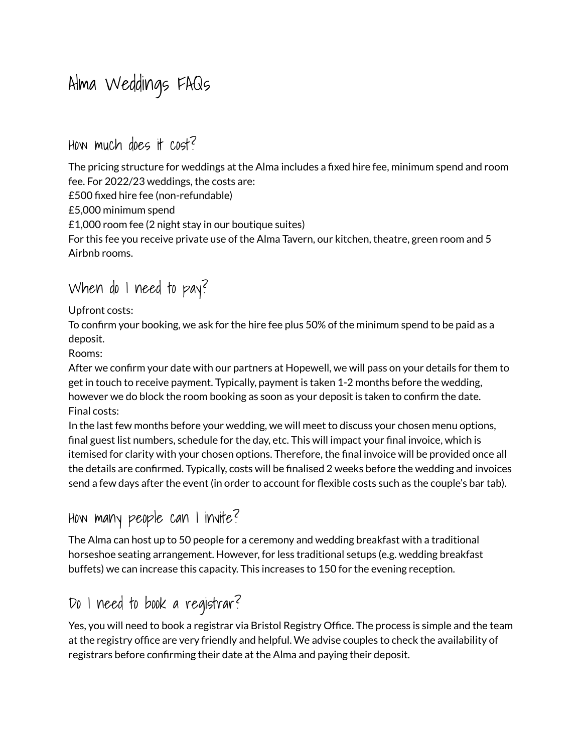# Alma Weddings FAQs

## How much does it cost?

The pricing structure for weddings at the Alma includes a fixed hire fee, minimum spend and room fee. For 2022/23 weddings, the costs are:
£500 fixed hire fee (non-refundable)
£5,000 minimum spend
£1,000 room fee (2 night stay in our boutique suites)
For this fee you receive private use of the Alma Tavern, our kitchen, theatre, green room and 5 Airbnb rooms.

## When do I need to pay?

Upfront costs:
To confirm your booking, we ask for the hire fee plus 50% of the minimum spend to be paid as a deposit.
Rooms:
After we confirm your date with our partners at Hopewell, we will pass on your details for them to get in touch to receive payment. Typically, payment is taken 1-2 months before the wedding, however we do block the room booking as soon as your deposit is taken to confirm the date.
Final costs:
In the last few months before your wedding, we will meet to discuss your chosen menu options, final guest list numbers, schedule for the day, etc. This will impact your final invoice, which is itemised for clarity with your chosen options. Therefore, the final invoice will be provided once all the details are confirmed. Typically, costs will be finalised 2 weeks before the wedding and invoices send a few days after the event (in order to account for flexible costs such as the couple's bar tab).

## How many people can I invite?

The Alma can host up to 50 people for a ceremony and wedding breakfast with a traditional horseshoe seating arrangement. However, for less traditional setups (e.g. wedding breakfast buffets) we can increase this capacity. This increases to 150 for the evening reception.

## Do I need to book a registrar?

Yes, you will need to book a registrar via Bristol Registry Office. The process is simple and the team at the registry office are very friendly and helpful. We advise couples to check the availability of registrars before confirming their date at the Alma and paying their deposit.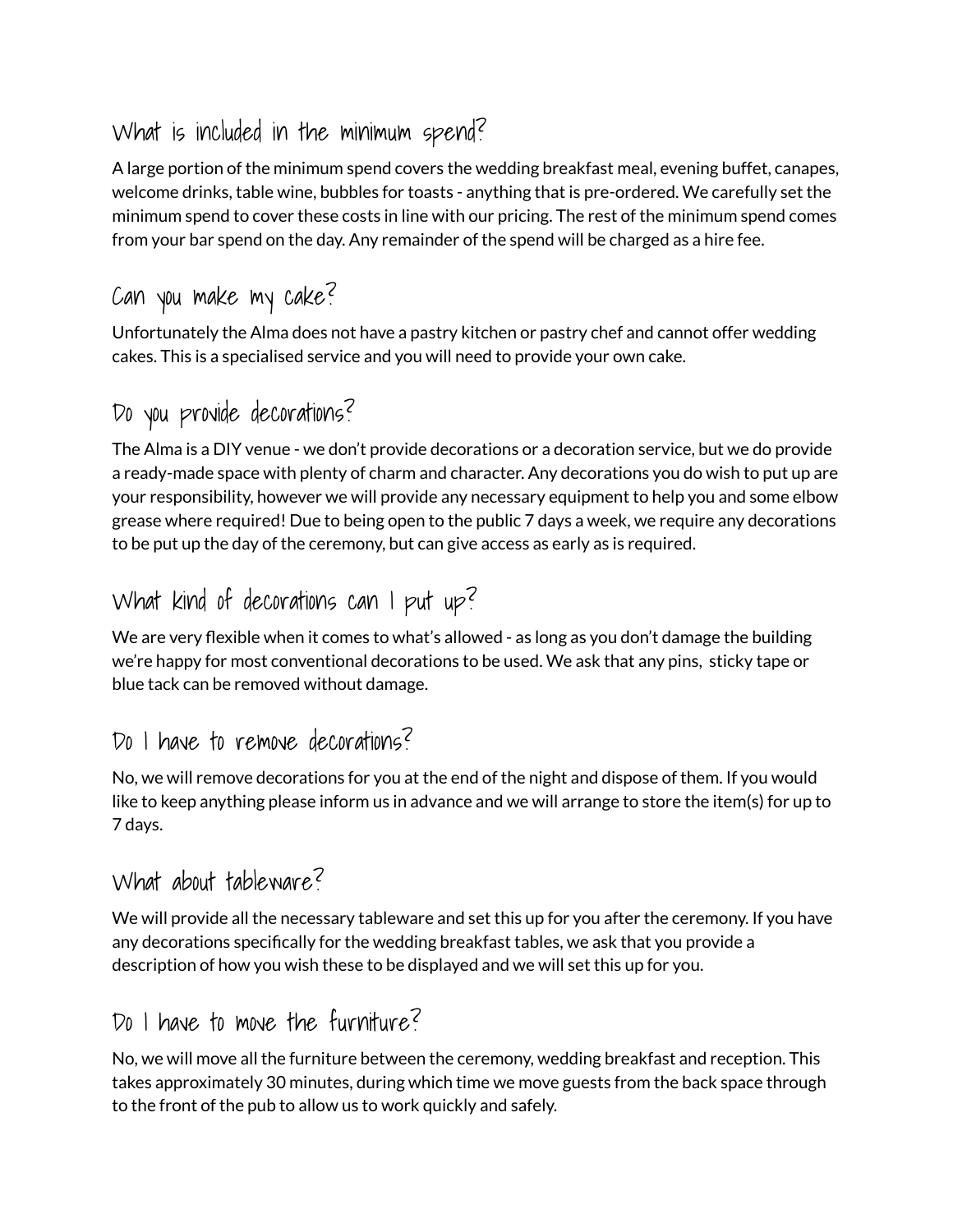## What is included in the minimum spend?

A large portion of the minimum spend covers the wedding breakfast meal, evening buffet, canapes, welcome drinks, table wine, bubbles for toasts - anything that is pre-ordered. We carefully set the minimum spend to cover these costs in line with our pricing. The rest of the minimum spend comes from your bar spend on the day. Any remainder of the spend will be charged as a hire fee.

## Can you make my cake?

Unfortunately the Alma does not have a pastry kitchen or pastry chef and cannot offer wedding cakes. This is a specialised service and you will need to provide your own cake.

## Do you provide decorations?

The Alma is a DIY venue - we don't provide decorations or a decoration service, but we do provide a ready-made space with plenty of charm and character. Any decorations you do wish to put up are your responsibility, however we will provide any necessary equipment to help you and some elbow grease where required! Due to being open to the public 7 days a week, we require any decorations to be put up the day of the ceremony, but can give access as early as is required.

## What kind of decorations can I put up?

We are very flexible when it comes to what's allowed - as long as you don't damage the building we're happy for most conventional decorations to be used. We ask that any pins, sticky tape or blue tack can be removed without damage.

## Do I have to remove decorations?

No, we will remove decorations for you at the end of the night and dispose of them. If you would like to keep anything please inform us in advance and we will arrange to store the item(s) for up to 7 days.

## What about tableware?

We will provide all the necessary tableware and set this up for you after the ceremony. If you have any decorations specifically for the wedding breakfast tables, we ask that you provide a description of how you wish these to be displayed and we will set this up for you.

## Do I have to move the furniture?

No, we will move all the furniture between the ceremony, wedding breakfast and reception. This takes approximately 30 minutes, during which time we move guests from the back space through to the front of the pub to allow us to work quickly and safely.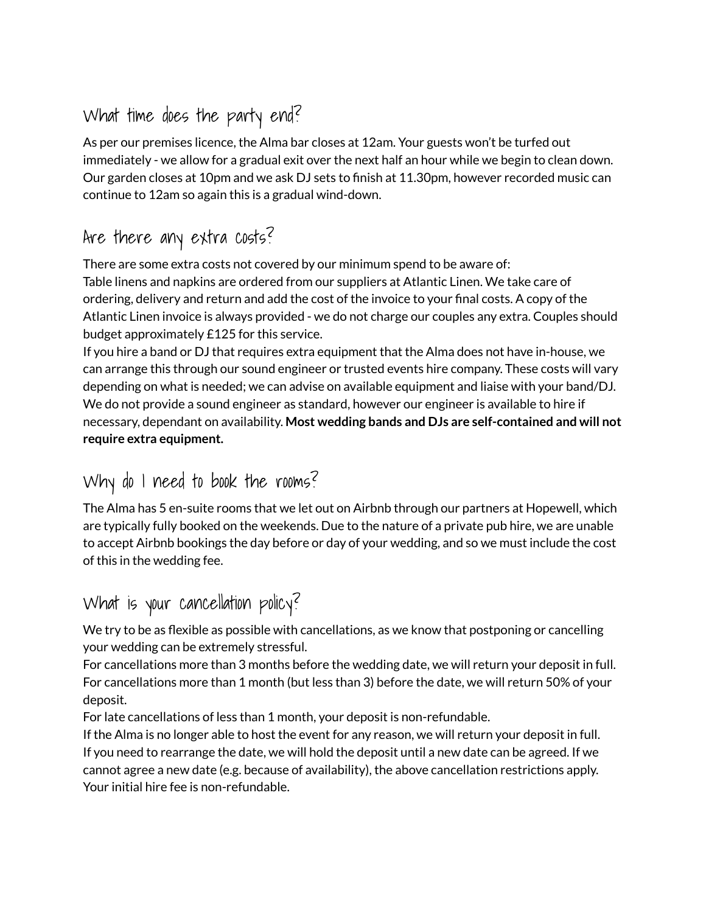## What time does the party end?

As per our premises licence, the Alma bar closes at 12am. Your guests won't be turfed out immediately - we allow for a gradual exit over the next half an hour while we begin to clean down. Our garden closes at 10pm and we ask DJ sets to finish at 11.30pm, however recorded music can continue to 12am so again this is a gradual wind-down.

## Are there any extra costs?

There are some extra costs not covered by our minimum spend to be aware of:
Table linens and napkins are ordered from our suppliers at Atlantic Linen. We take care of ordering, delivery and return and add the cost of the invoice to your final costs. A copy of the Atlantic Linen invoice is always provided - we do not charge our couples any extra. Couples should budget approximately £125 for this service.
If you hire a band or DJ that requires extra equipment that the Alma does not have in-house, we can arrange this through our sound engineer or trusted events hire company. These costs will vary depending on what is needed; we can advise on available equipment and liaise with your band/DJ. We do not provide a sound engineer as standard, however our engineer is available to hire if necessary, dependant on availability. **Most wedding bands and DJs are self-contained and will not require extra equipment.**

## Why do I need to book the rooms?

The Alma has 5 en-suite rooms that we let out on Airbnb through our partners at Hopewell, which are typically fully booked on the weekends. Due to the nature of a private pub hire, we are unable to accept Airbnb bookings the day before or day of your wedding, and so we must include the cost of this in the wedding fee.

## What is your cancellation policy?

We try to be as flexible as possible with cancellations, as we know that postponing or cancelling your wedding can be extremely stressful.
For cancellations more than 3 months before the wedding date, we will return your deposit in full.
For cancellations more than 1 month (but less than 3) before the date, we will return 50% of your deposit.
For late cancellations of less than 1 month, your deposit is non-refundable.
If the Alma is no longer able to host the event for any reason, we will return your deposit in full.
If you need to rearrange the date, we will hold the deposit until a new date can be agreed. If we cannot agree a new date (e.g. because of availability), the above cancellation restrictions apply.
Your initial hire fee is non-refundable.